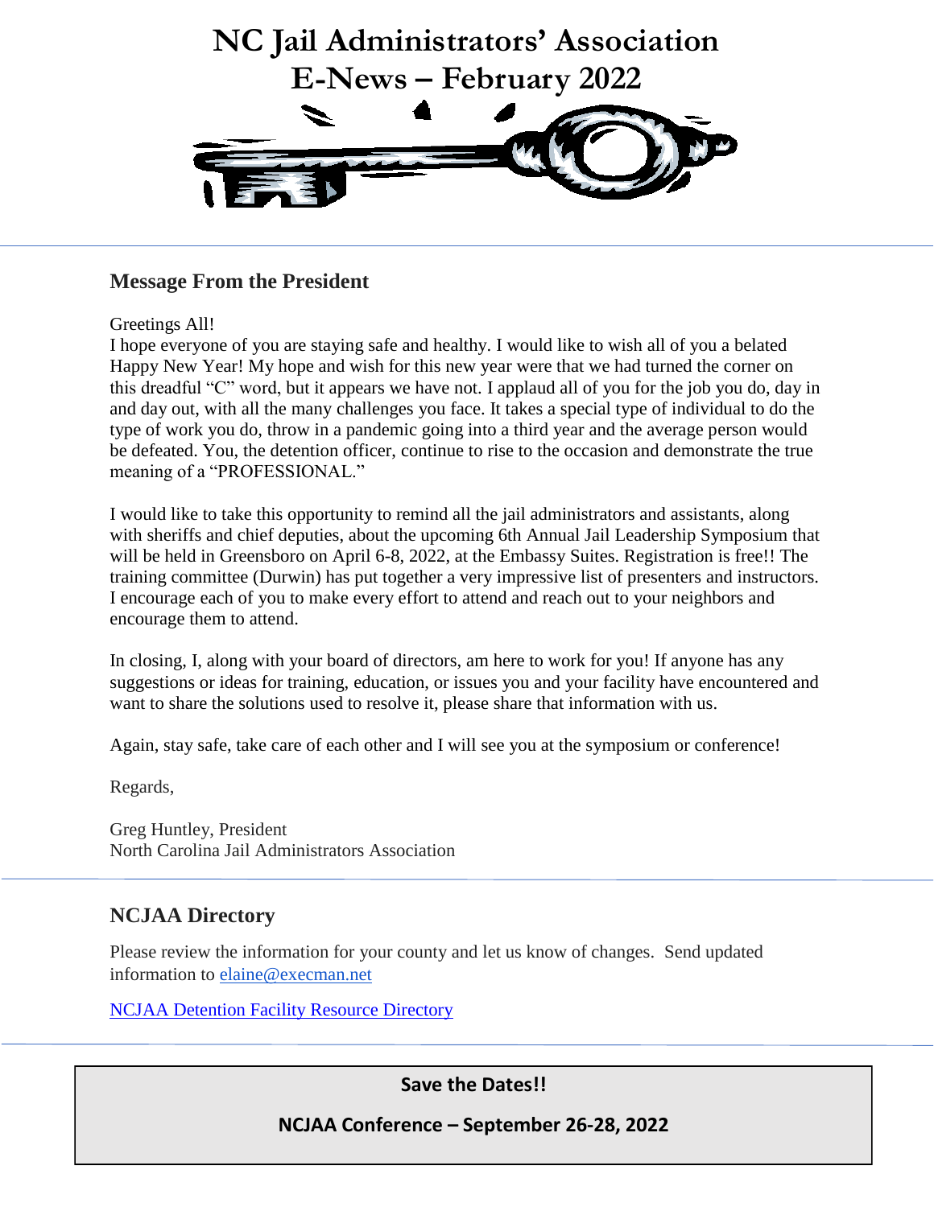# NC Jail Administrators' Association E-News – February 2022

## Message From the President

Greetings All!

I hope everyone of you are staying safe and healthy. I would like to wish all of you a belated Happy New Year! My hope and wish for this new year were that we had turned the corner on this dreadful "C" word, but it appears we have not. I applaud all of you for the job you do, day in and day out, with all the many challenges you face. It takes a special type of individual to do the type of work you do, throw in a pandemic going into a third year and the average person would be defeated. You, the detention officer, continue to rise to the occasion and demonstrate the true meaning of a "PROFESSIONAL."

I would like to take this opportunity to remind all the jail administrators and assistants, along with sheriffs and chief deputies, about the upcoming 6th Annual Jail Leadership Symposium that will be held in Greensboro on April 6-8, 2022, at the Embassy Suites. Registration is free!! The training committee (Durwin) has put together a very impressive list of presenters and instructors. I encourage each of you to make every effort to attend and reach out to your neighbors and encourage them to attend.

In closing, I, along with your board of directors, am here to work for you! If anyone has any suggestions or ideas for training, education, or issues you and your facility have encountered and want to share the solutions used to resolve it, please share that information with us.

Again, stay safe, take care of each other and I will see you at the symposium or conference!

Regards,

Greg Huntley, President
North Carolina Jail Administrators Association

## NCJAA Directory

Please review the information for your county and let us know of changes. Send updated information to [elaine@execman.net](mailto:elaine@execman.net)

[NCJAA Detention Facility Resource Directory]()

**Save the Dates!!**

**NCJAA Conference – September 26-28, 2022**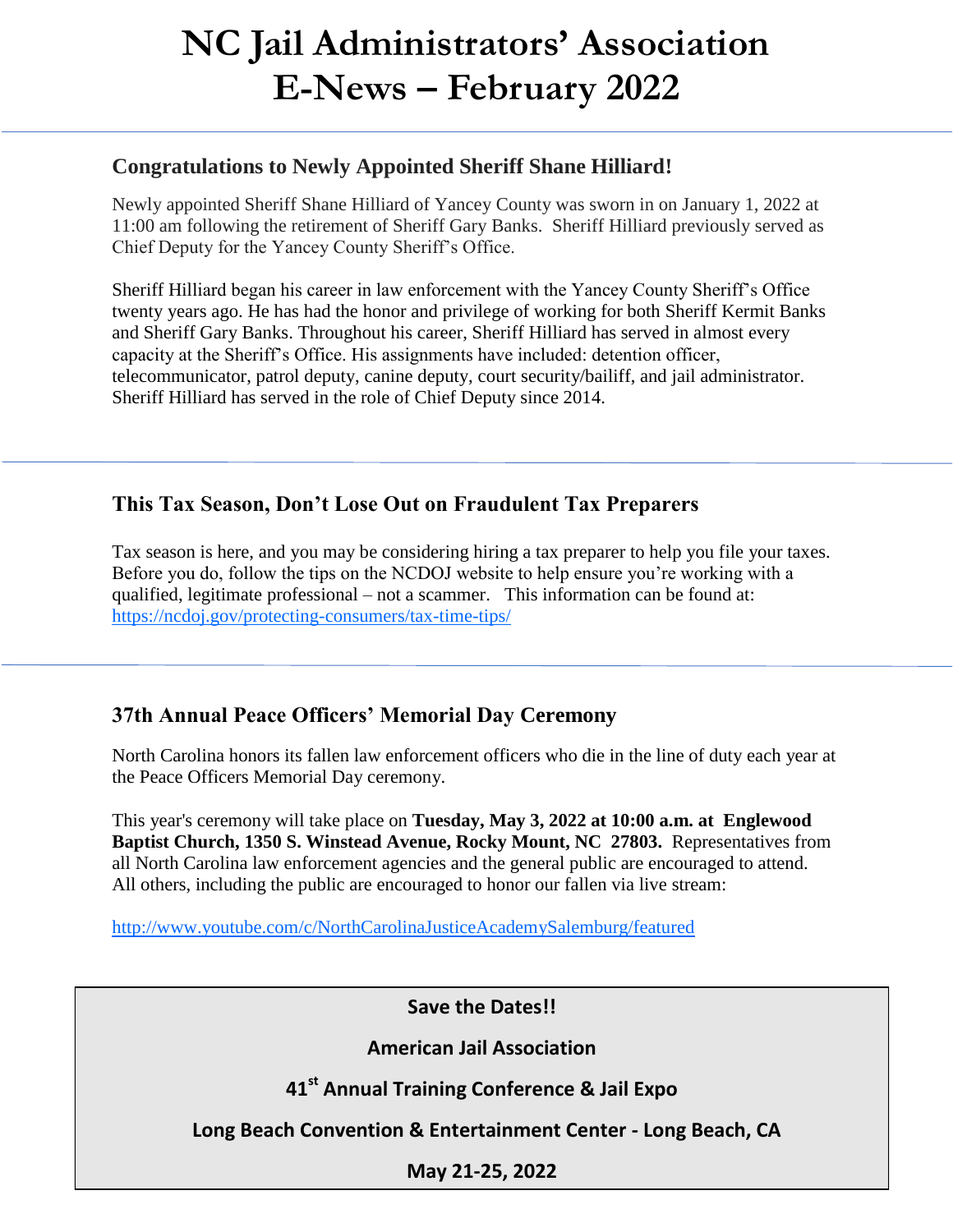# NC Jail Administrators' Association E-News – February 2022

## Congratulations to Newly Appointed Sheriff Shane Hilliard!

Newly appointed Sheriff Shane Hilliard of Yancey County was sworn in on January 1, 2022 at 11:00 am following the retirement of Sheriff Gary Banks. Sheriff Hilliard previously served as Chief Deputy for the Yancey County Sheriff's Office.

Sheriff Hilliard began his career in law enforcement with the Yancey County Sheriff's Office twenty years ago. He has had the honor and privilege of working for both Sheriff Kermit Banks and Sheriff Gary Banks. Throughout his career, Sheriff Hilliard has served in almost every capacity at the Sheriff's Office. His assignments have included: detention officer, telecommunicator, patrol deputy, canine deputy, court security/bailiff, and jail administrator. Sheriff Hilliard has served in the role of Chief Deputy since 2014.

---

## This Tax Season, Don't Lose Out on Fraudulent Tax Preparers

Tax season is here, and you may be considering hiring a tax preparer to help you file your taxes. Before you do, follow the tips on the NCDOJ website to help ensure you're working with a qualified, legitimate professional – not a scammer. This information can be found at: [https://ncdoj.gov/protecting-consumers/tax-time-tips/](https://ncdoj.gov/protecting-consumers/tax-time-tips/)

---

## 37th Annual Peace Officers' Memorial Day Ceremony

North Carolina honors its fallen law enforcement officers who die in the line of duty each year at the Peace Officers Memorial Day ceremony.

This year's ceremony will take place on **Tuesday, May 3, 2022 at 10:00 a.m. at Englewood Baptist Church, 1350 S. Winstead Avenue, Rocky Mount, NC 27803.** Representatives from all North Carolina law enforcement agencies and the general public are encouraged to attend. All others, including the public are encouraged to honor our fallen via live stream:

[http://www.youtube.com/c/NorthCarolinaJusticeAcademySalemburg/featured](http://www.youtube.com/c/NorthCarolinaJusticeAcademySalemburg/featured)

**Save the Dates!!**

**American Jail Association**

**41st Annual Training Conference & Jail Expo**

**Long Beach Convention & Entertainment Center - Long Beach, CA**

**May 21-25, 2022**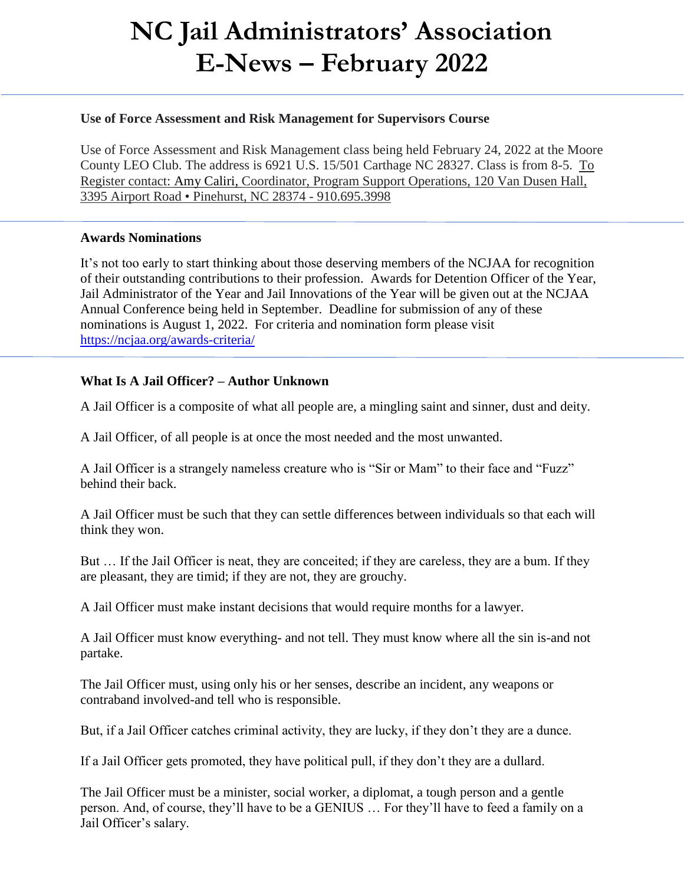# NC Jail Administrators' Association E-News – February 2022

**Use of Force Assessment and Risk Management for Supervisors Course**

Use of Force Assessment and Risk Management class being held February 24, 2022 at the Moore County LEO Club. The address is 6921 U.S. 15/501 Carthage NC 28327. Class is from 8-5. To Register contact: Amy Caliri, Coordinator, Program Support Operations, 120 Van Dusen Hall, 3395 Airport Road • Pinehurst, NC 28374 - 910.695.3998

**Awards Nominations**

It's not too early to start thinking about those deserving members of the NCJAA for recognition of their outstanding contributions to their profession. Awards for Detention Officer of the Year, Jail Administrator of the Year and Jail Innovations of the Year will be given out at the NCJAA Annual Conference being held in September. Deadline for submission of any of these nominations is August 1, 2022. For criteria and nomination form please visit https://ncjaa.org/awards-criteria/

**What Is A Jail Officer? – Author Unknown**

A Jail Officer is a composite of what all people are, a mingling saint and sinner, dust and deity.

A Jail Officer, of all people is at once the most needed and the most unwanted.

A Jail Officer is a strangely nameless creature who is "Sir or Mam" to their face and "Fuzz" behind their back.

A Jail Officer must be such that they can settle differences between individuals so that each will think they won.

But … If the Jail Officer is neat, they are conceited; if they are careless, they are a bum. If they are pleasant, they are timid; if they are not, they are grouchy.

A Jail Officer must make instant decisions that would require months for a lawyer.

A Jail Officer must know everything- and not tell. They must know where all the sin is-and not partake.

The Jail Officer must, using only his or her senses, describe an incident, any weapons or contraband involved-and tell who is responsible.

But, if a Jail Officer catches criminal activity, they are lucky, if they don't they are a dunce.

If a Jail Officer gets promoted, they have political pull, if they don't they are a dullard.

The Jail Officer must be a minister, social worker, a diplomat, a tough person and a gentle person. And, of course, they'll have to be a GENIUS … For they'll have to feed a family on a Jail Officer's salary.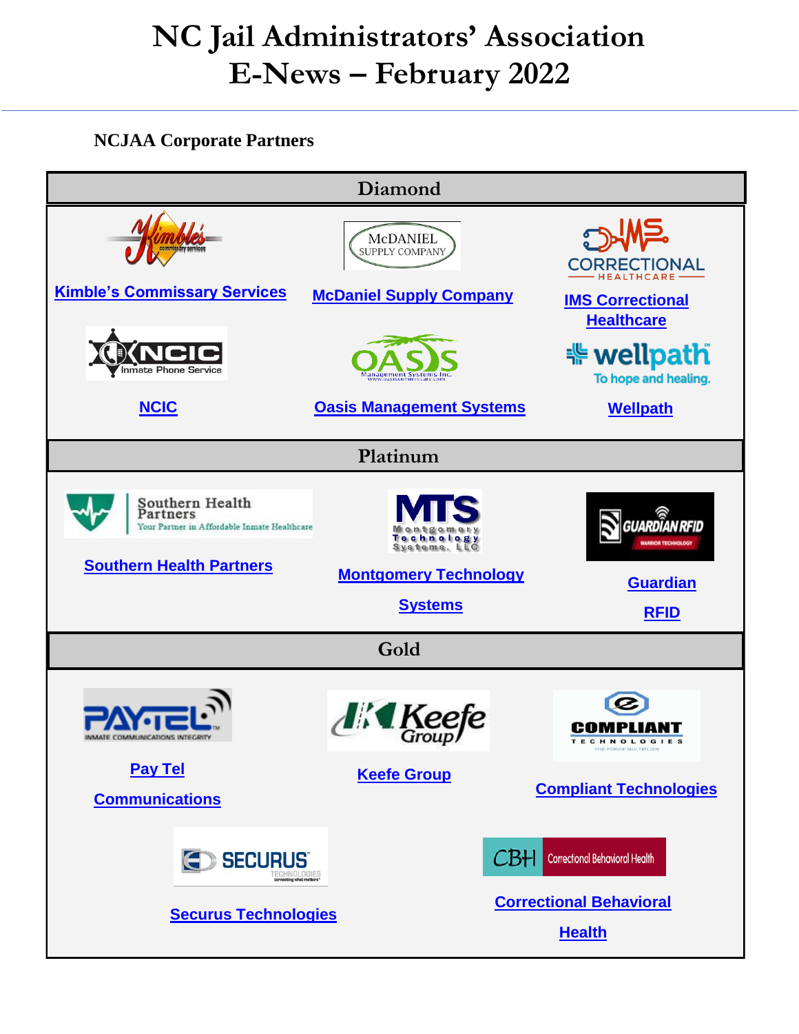# NC Jail Administrators' Association
# E-News – February 2022

**NCJAA Corporate Partners**

| Diamond | | |
|---|---|---|
| Kimble's Commissary Services | McDaniel Supply Company | IMS Correctional Healthcare |
| NCIC | Oasis Management Systems | Wellpath |
| **Platinum** | | |
| Southern Health Partners | Montgomery Technology Systems | Guardian RFID |
| **Gold** | | |
| Pay Tel Communications | Keefe Group | Compliant Technologies |
| Securus Technologies | Correctional Behavioral Health | |